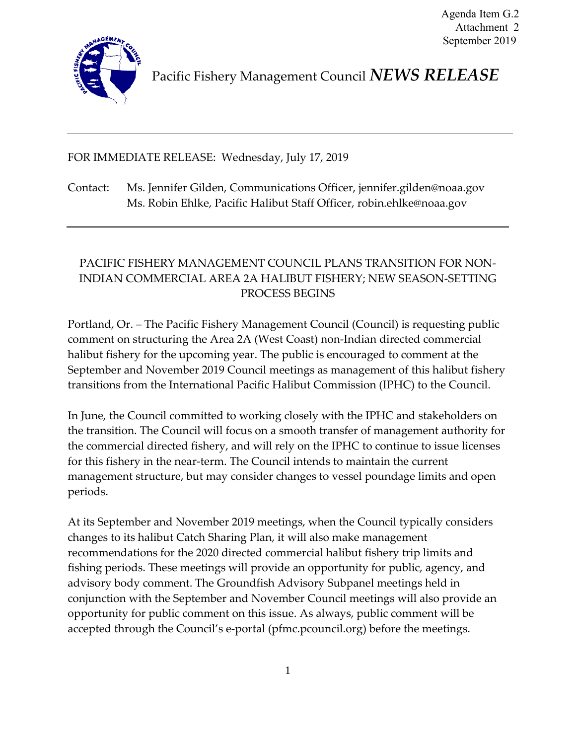Agenda Item G.2
Attachment 2
September 2019

Pacific Fishery Management Council *NEWS RELEASE*

---

FOR IMMEDIATE RELEASE: Wednesday, July 17, 2019

Contact: Ms. Jennifer Gilden, Communications Officer, jennifer.gilden@noaa.gov
Ms. Robin Ehlke, Pacific Halibut Staff Officer, robin.ehlke@noaa.gov

---

## PACIFIC FISHERY MANAGEMENT COUNCIL PLANS TRANSITION FOR NON-INDIAN COMMERCIAL AREA 2A HALIBUT FISHERY; NEW SEASON-SETTING PROCESS BEGINS

Portland, Or. – The Pacific Fishery Management Council (Council) is requesting public comment on structuring the Area 2A (West Coast) non-Indian directed commercial halibut fishery for the upcoming year. The public is encouraged to comment at the September and November 2019 Council meetings as management of this halibut fishery transitions from the International Pacific Halibut Commission (IPHC) to the Council.

In June, the Council committed to working closely with the IPHC and stakeholders on the transition. The Council will focus on a smooth transfer of management authority for the commercial directed fishery, and will rely on the IPHC to continue to issue licenses for this fishery in the near-term. The Council intends to maintain the current management structure, but may consider changes to vessel poundage limits and open periods.

At its September and November 2019 meetings, when the Council typically considers changes to its halibut Catch Sharing Plan, it will also make management recommendations for the 2020 directed commercial halibut fishery trip limits and fishing periods. These meetings will provide an opportunity for public, agency, and advisory body comment. The Groundfish Advisory Subpanel meetings held in conjunction with the September and November Council meetings will also provide an opportunity for public comment on this issue. As always, public comment will be accepted through the Council's e-portal (pfmc.pcouncil.org) before the meetings.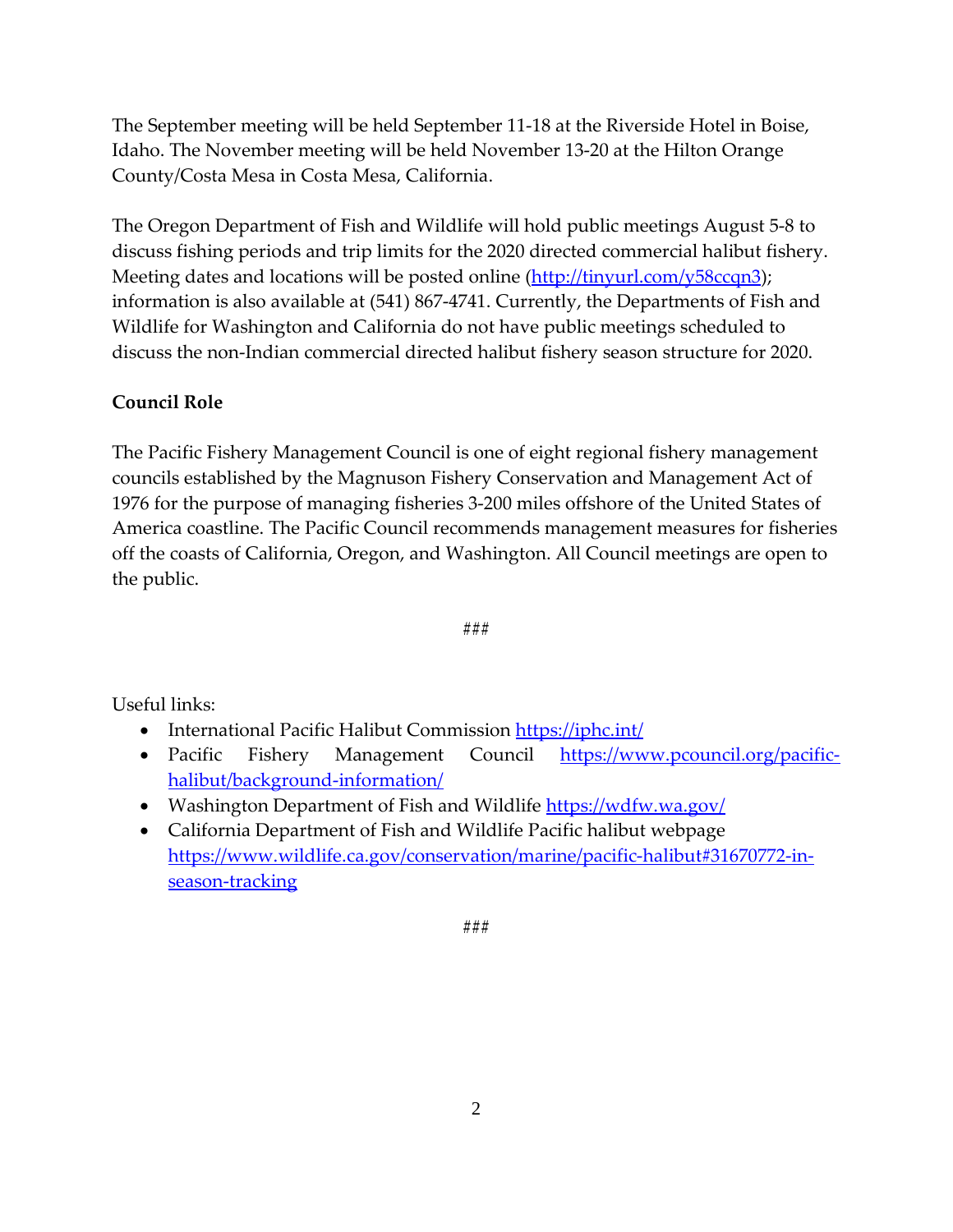The September meeting will be held September 11-18 at the Riverside Hotel in Boise, Idaho. The November meeting will be held November 13-20 at the Hilton Orange County/Costa Mesa in Costa Mesa, California.

The Oregon Department of Fish and Wildlife will hold public meetings August 5-8 to discuss fishing periods and trip limits for the 2020 directed commercial halibut fishery. Meeting dates and locations will be posted online (http://tinyurl.com/y58ccqn3); information is also available at (541) 867-4741. Currently, the Departments of Fish and Wildlife for Washington and California do not have public meetings scheduled to discuss the non-Indian commercial directed halibut fishery season structure for 2020.

**Council Role**

The Pacific Fishery Management Council is one of eight regional fishery management councils established by the Magnuson Fishery Conservation and Management Act of 1976 for the purpose of managing fisheries 3-200 miles offshore of the United States of America coastline. The Pacific Council recommends management measures for fisheries off the coasts of California, Oregon, and Washington. All Council meetings are open to the public.

###

Useful links:

- International Pacific Halibut Commission https://iphc.int/
- Pacific Fishery Management Council https://www.pcouncil.org/pacific-halibut/background-information/
- Washington Department of Fish and Wildlife https://wdfw.wa.gov/
- California Department of Fish and Wildlife Pacific halibut webpage https://www.wildlife.ca.gov/conservation/marine/pacific-halibut#31670772-in-season-tracking

###